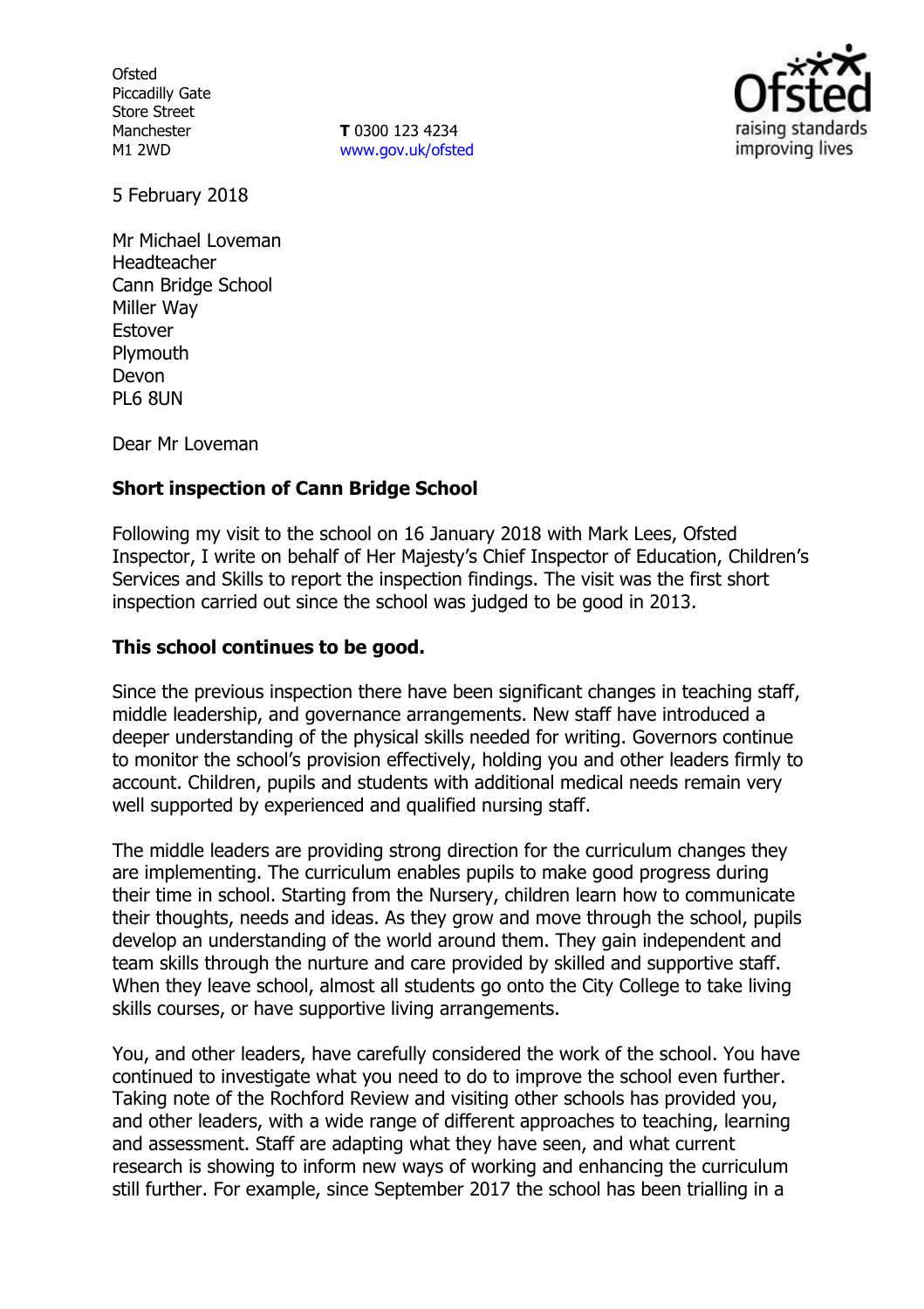Ofsted
Piccadilly Gate
Store Street
Manchester
M1 2WD

**T** 0300 123 4234
www.gov.uk/ofsted

5 February 2018

Mr Michael Loveman
Headteacher
Cann Bridge School
Miller Way
Estover
Plymouth
Devon
PL6 8UN

Dear Mr Loveman

**Short inspection of Cann Bridge School**

Following my visit to the school on 16 January 2018 with Mark Lees, Ofsted Inspector, I write on behalf of Her Majesty's Chief Inspector of Education, Children's Services and Skills to report the inspection findings. The visit was the first short inspection carried out since the school was judged to be good in 2013.

**This school continues to be good.**

Since the previous inspection there have been significant changes in teaching staff, middle leadership, and governance arrangements. New staff have introduced a deeper understanding of the physical skills needed for writing. Governors continue to monitor the school's provision effectively, holding you and other leaders firmly to account. Children, pupils and students with additional medical needs remain very well supported by experienced and qualified nursing staff.

The middle leaders are providing strong direction for the curriculum changes they are implementing. The curriculum enables pupils to make good progress during their time in school. Starting from the Nursery, children learn how to communicate their thoughts, needs and ideas. As they grow and move through the school, pupils develop an understanding of the world around them. They gain independent and team skills through the nurture and care provided by skilled and supportive staff. When they leave school, almost all students go onto the City College to take living skills courses, or have supportive living arrangements.

You, and other leaders, have carefully considered the work of the school. You have continued to investigate what you need to do to improve the school even further. Taking note of the Rochford Review and visiting other schools has provided you, and other leaders, with a wide range of different approaches to teaching, learning and assessment. Staff are adapting what they have seen, and what current research is showing to inform new ways of working and enhancing the curriculum still further. For example, since September 2017 the school has been trialling in a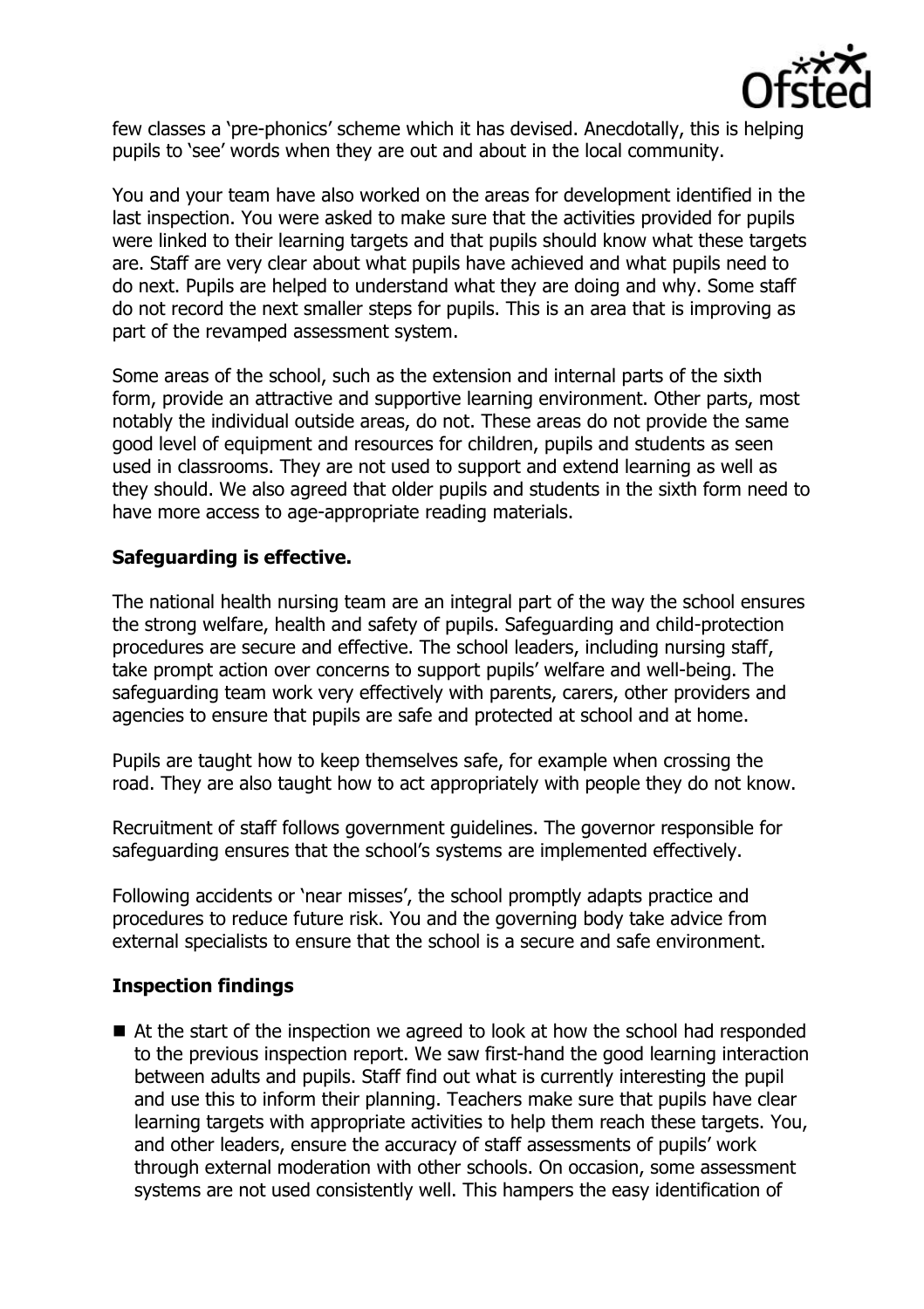few classes a 'pre-phonics' scheme which it has devised. Anecdotally, this is helping pupils to 'see' words when they are out and about in the local community.

You and your team have also worked on the areas for development identified in the last inspection. You were asked to make sure that the activities provided for pupils were linked to their learning targets and that pupils should know what these targets are. Staff are very clear about what pupils have achieved and what pupils need to do next. Pupils are helped to understand what they are doing and why. Some staff do not record the next smaller steps for pupils. This is an area that is improving as part of the revamped assessment system.

Some areas of the school, such as the extension and internal parts of the sixth form, provide an attractive and supportive learning environment. Other parts, most notably the individual outside areas, do not. These areas do not provide the same good level of equipment and resources for children, pupils and students as seen used in classrooms. They are not used to support and extend learning as well as they should. We also agreed that older pupils and students in the sixth form need to have more access to age-appropriate reading materials.

**Safeguarding is effective.**

The national health nursing team are an integral part of the way the school ensures the strong welfare, health and safety of pupils. Safeguarding and child-protection procedures are secure and effective. The school leaders, including nursing staff, take prompt action over concerns to support pupils' welfare and well-being. The safeguarding team work very effectively with parents, carers, other providers and agencies to ensure that pupils are safe and protected at school and at home.

Pupils are taught how to keep themselves safe, for example when crossing the road. They are also taught how to act appropriately with people they do not know.

Recruitment of staff follows government guidelines. The governor responsible for safeguarding ensures that the school's systems are implemented effectively.

Following accidents or 'near misses', the school promptly adapts practice and procedures to reduce future risk. You and the governing body take advice from external specialists to ensure that the school is a secure and safe environment.

**Inspection findings**

- At the start of the inspection we agreed to look at how the school had responded to the previous inspection report. We saw first-hand the good learning interaction between adults and pupils. Staff find out what is currently interesting the pupil and use this to inform their planning. Teachers make sure that pupils have clear learning targets with appropriate activities to help them reach these targets. You, and other leaders, ensure the accuracy of staff assessments of pupils' work through external moderation with other schools. On occasion, some assessment systems are not used consistently well. This hampers the easy identification of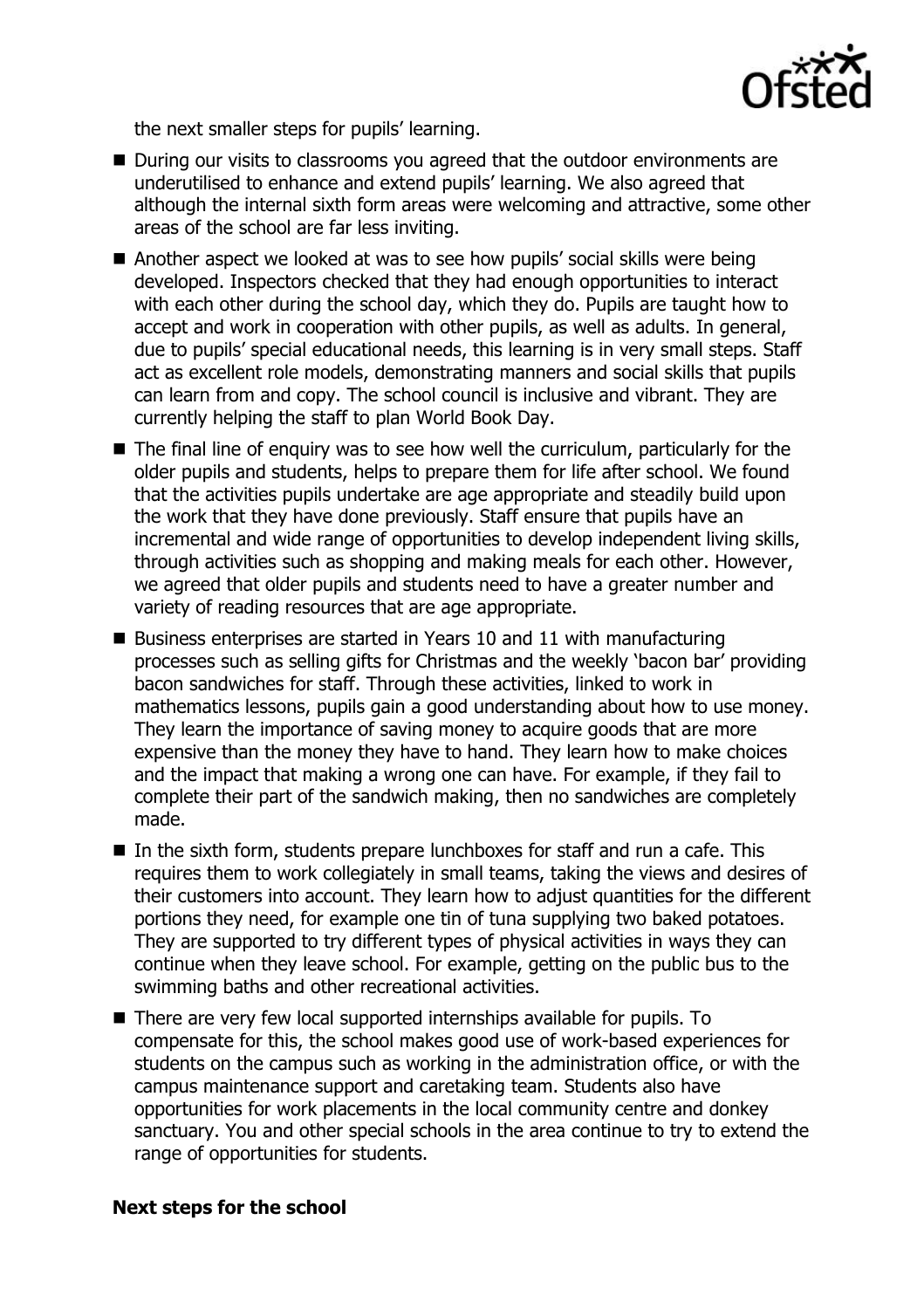the next smaller steps for pupils' learning.

- During our visits to classrooms you agreed that the outdoor environments are underutilised to enhance and extend pupils' learning. We also agreed that although the internal sixth form areas were welcoming and attractive, some other areas of the school are far less inviting.
- Another aspect we looked at was to see how pupils' social skills were being developed. Inspectors checked that they had enough opportunities to interact with each other during the school day, which they do. Pupils are taught how to accept and work in cooperation with other pupils, as well as adults. In general, due to pupils' special educational needs, this learning is in very small steps. Staff act as excellent role models, demonstrating manners and social skills that pupils can learn from and copy. The school council is inclusive and vibrant. They are currently helping the staff to plan World Book Day.
- The final line of enquiry was to see how well the curriculum, particularly for the older pupils and students, helps to prepare them for life after school. We found that the activities pupils undertake are age appropriate and steadily build upon the work that they have done previously. Staff ensure that pupils have an incremental and wide range of opportunities to develop independent living skills, through activities such as shopping and making meals for each other. However, we agreed that older pupils and students need to have a greater number and variety of reading resources that are age appropriate.
- Business enterprises are started in Years 10 and 11 with manufacturing processes such as selling gifts for Christmas and the weekly 'bacon bar' providing bacon sandwiches for staff. Through these activities, linked to work in mathematics lessons, pupils gain a good understanding about how to use money. They learn the importance of saving money to acquire goods that are more expensive than the money they have to hand. They learn how to make choices and the impact that making a wrong one can have. For example, if they fail to complete their part of the sandwich making, then no sandwiches are completely made.
- In the sixth form, students prepare lunchboxes for staff and run a cafe. This requires them to work collegiately in small teams, taking the views and desires of their customers into account. They learn how to adjust quantities for the different portions they need, for example one tin of tuna supplying two baked potatoes. They are supported to try different types of physical activities in ways they can continue when they leave school. For example, getting on the public bus to the swimming baths and other recreational activities.
- There are very few local supported internships available for pupils. To compensate for this, the school makes good use of work-based experiences for students on the campus such as working in the administration office, or with the campus maintenance support and caretaking team. Students also have opportunities for work placements in the local community centre and donkey sanctuary. You and other special schools in the area continue to try to extend the range of opportunities for students.

**Next steps for the school**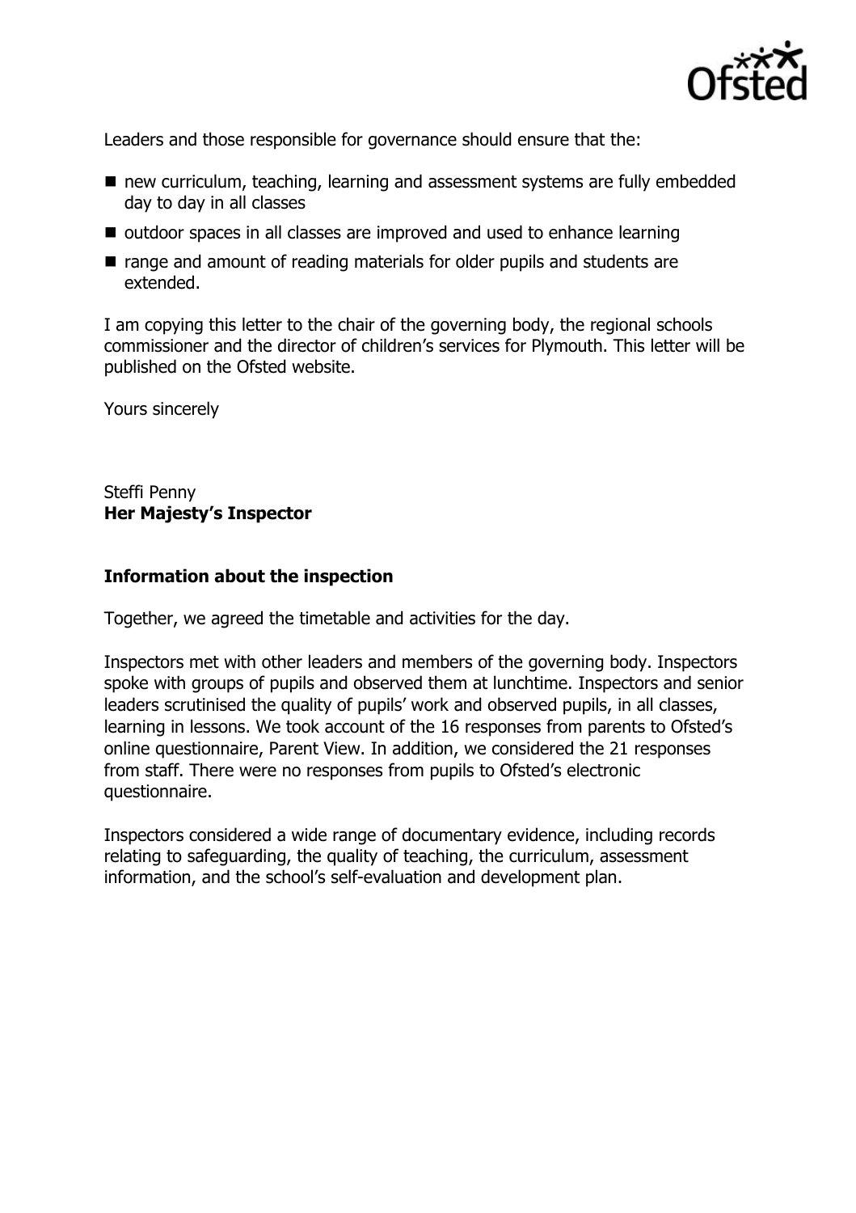Leaders and those responsible for governance should ensure that the:

- new curriculum, teaching, learning and assessment systems are fully embedded day to day in all classes
- outdoor spaces in all classes are improved and used to enhance learning
- range and amount of reading materials for older pupils and students are extended.

I am copying this letter to the chair of the governing body, the regional schools commissioner and the director of children's services for Plymouth. This letter will be published on the Ofsted website.

Yours sincerely

Steffi Penny
**Her Majesty's Inspector**

## Information about the inspection

Together, we agreed the timetable and activities for the day.

Inspectors met with other leaders and members of the governing body. Inspectors spoke with groups of pupils and observed them at lunchtime. Inspectors and senior leaders scrutinised the quality of pupils' work and observed pupils, in all classes, learning in lessons. We took account of the 16 responses from parents to Ofsted's online questionnaire, Parent View. In addition, we considered the 21 responses from staff. There were no responses from pupils to Ofsted's electronic questionnaire.

Inspectors considered a wide range of documentary evidence, including records relating to safeguarding, the quality of teaching, the curriculum, assessment information, and the school's self-evaluation and development plan.